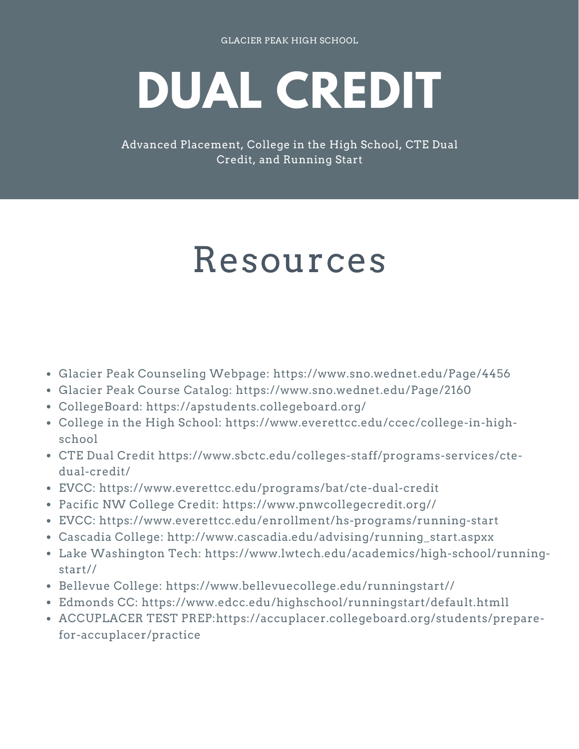GLACIER PEAK HIGH SCHOOL

# DUAL CREDIT

Advanced Placement, College in the High School, CTE Dual Credit, and Running Start

## Resources

- Glacier Peak Counseling Webpage: https://www.sno.wednet.edu/Page/4456
- Glacier Peak Course Catalog: https://www.sno.wednet.edu/Page/2160
- CollegeBoard: https://apstudents.collegeboard.org/
- College in the High School: https://www.everettcc.edu/ccec/college-in-high-school
- CTE Dual Credit https://www.sbctc.edu/colleges-staff/programs-services/cte-dual-credit/
- EVCC: https://www.everettcc.edu/programs/bat/cte-dual-credit
- Pacific NW College Credit: https://www.pnwcollegecredit.org//
- EVCC: https://www.everettcc.edu/enrollment/hs-programs/running-start
- Cascadia College: http://www.cascadia.edu/advising/running_start.aspxx
- Lake Washington Tech: https://www.lwtech.edu/academics/high-school/running-start//
- Bellevue College: https://www.bellevuecollege.edu/runningstart//
- Edmonds CC: https://www.edcc.edu/highschool/runningstart/default.htmll
- ACCUPLACER TEST PREP:https://accuplacer.collegeboard.org/students/prepare-for-accuplacer/practice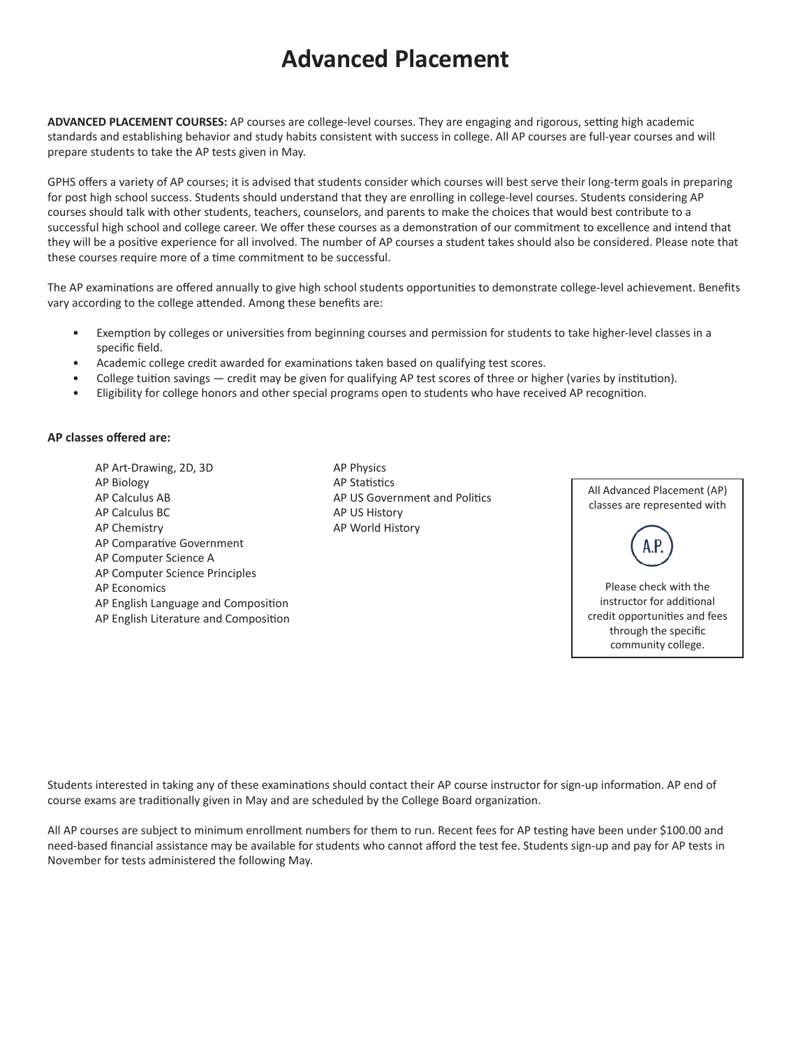# Advanced Placement

**ADVANCED PLACEMENT COURSES:** AP courses are college-level courses. They are engaging and rigorous, setting high academic standards and establishing behavior and study habits consistent with success in college. All AP courses are full-year courses and will prepare students to take the AP tests given in May.

GPHS offers a variety of AP courses; it is advised that students consider which courses will best serve their long-term goals in preparing for post high school success. Students should understand that they are enrolling in college-level courses. Students considering AP courses should talk with other students, teachers, counselors, and parents to make the choices that would best contribute to a successful high school and college career. We offer these courses as a demonstration of our commitment to excellence and intend that they will be a positive experience for all involved. The number of AP courses a student takes should also be considered. Please note that these courses require more of a time commitment to be successful.

The AP examinations are offered annually to give high school students opportunities to demonstrate college-level achievement. Benefits vary according to the college attended. Among these benefits are:

- Exemption by colleges or universities from beginning courses and permission for students to take higher-level classes in a specific field.
- Academic college credit awarded for examinations taken based on qualifying test scores.
- College tuition savings — credit may be given for qualifying AP test scores of three or higher (varies by institution).
- Eligibility for college honors and other special programs open to students who have received AP recognition.

**AP classes offered are:**

- AP Art-Drawing, 2D, 3D
- AP Biology
- AP Calculus AB
- AP Calculus BC
- AP Chemistry
- AP Comparative Government
- AP Computer Science A
- AP Computer Science Principles
- AP Economics
- AP English Language and Composition
- AP English Literature and Composition
- AP Physics
- AP Statistics
- AP US Government and Politics
- AP US History
- AP World History

All Advanced Placement (AP) classes are represented with

A.P.

Please check with the instructor for additional credit opportunities and fees through the specific community college.

Students interested in taking any of these examinations should contact their AP course instructor for sign-up information. AP end of course exams are traditionally given in May and are scheduled by the College Board organization.

All AP courses are subject to minimum enrollment numbers for them to run. Recent fees for AP testing have been under $100.00 and need-based financial assistance may be available for students who cannot afford the test fee. Students sign-up and pay for AP tests in November for tests administered the following May.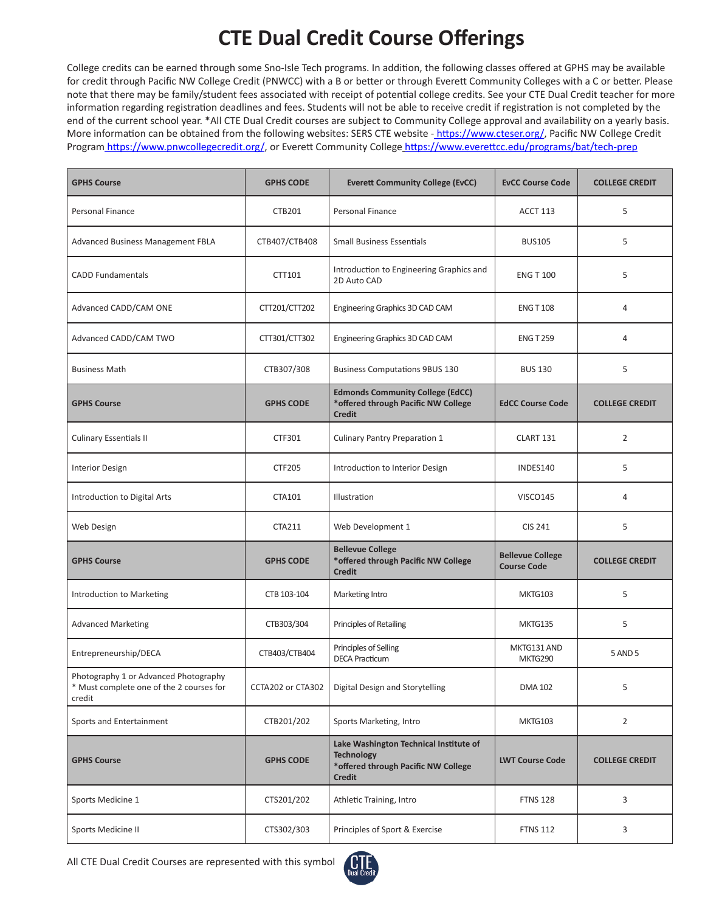# CTE Dual Credit Course Offerings

College credits can be earned through some Sno-Isle Tech programs. In addition, the following classes offered at GPHS may be available for credit through Pacific NW College Credit (PNWCC) with a B or better or through Everett Community Colleges with a C or better. Please note that there may be family/student fees associated with receipt of potential college credits. See your CTE Dual Credit teacher for more information regarding registration deadlines and fees. Students will not be able to receive credit if registration is not completed by the end of the current school year. *All CTE Dual Credit courses are subject to Community College approval and availability on a yearly basis. More information can be obtained from the following websites: SERS CTE website - https://www.cteser.org/, Pacific NW College Credit Program https://www.pnwcollegecredit.org/, or Everett Community College https://www.everettcc.edu/programs/bat/tech-prep

| GPHS Course | GPHS CODE | Everett Community College (EvCC) | EvCC Course Code | COLLEGE CREDIT |
|---|---|---|---|---|
| Personal Finance | CTB201 | Personal Finance | ACCT 113 | 5 |
| Advanced Business Management FBLA | CTB407/CTB408 | Small Business Essentials | BUS105 | 5 |
| CADD Fundamentals | CTT101 | Introduction to Engineering Graphics and 2D Auto CAD | ENG T 100 | 5 |
| Advanced CADD/CAM ONE | CTT201/CTT202 | Engineering Graphics 3D CAD CAM | ENG T 108 | 4 |
| Advanced CADD/CAM TWO | CTT301/CTT302 | Engineering Graphics 3D CAD CAM | ENG T 259 | 4 |
| Business Math | CTB307/308 | Business Computations 9BUS 130 | BUS 130 | 5 |
| **GPHS Course** | **GPHS CODE** | **Edmonds Community College (EdCC) *offered through Pacific NW College Credit** | **EdCC Course Code** | **COLLEGE CREDIT** |
| Culinary Essentials II | CTF301 | Culinary Pantry Preparation 1 | CLART 131 | 2 |
| Interior Design | CTF205 | Introduction to Interior Design | INDES140 | 5 |
| Introduction to Digital Arts | CTA101 | Illustration | VISCO145 | 4 |
| Web Design | CTA211 | Web Development 1 | CIS 241 | 5 |
| **GPHS Course** | **GPHS CODE** | **Bellevue College *offered through Pacific NW College Credit** | **Bellevue College Course Code** | **COLLEGE CREDIT** |
| Introduction to Marketing | CTB 103-104 | Marketing Intro | MKTG103 | 5 |
| Advanced Marketing | CTB303/304 | Principles of Retailing | MKTG135 | 5 |
| Entrepreneurship/DECA | CTB403/CTB404 | Principles of Selling DECA Practicum | MKTG131 AND MKTG290 | 5 AND 5 |
| Photography 1 or Advanced Photography * Must complete one of the 2 courses for credit | CCTA202 or CTA302 | Digital Design and Storytelling | DMA 102 | 5 |
| Sports and Entertainment | CTB201/202 | Sports Marketing, Intro | MKTG103 | 2 |
| **GPHS Course** | **GPHS CODE** | **Lake Washington Technical Institute of Technology *offered through Pacific NW College Credit** | **LWT Course Code** | **COLLEGE CREDIT** |
| Sports Medicine 1 | CTS201/202 | Athletic Training, Intro | FTNS 128 | 3 |
| Sports Medicine II | CTS302/303 | Principles of Sport & Exercise | FTNS 112 | 3 |

All CTE Dual Credit Courses are represented with this symbol CTE Dual Credit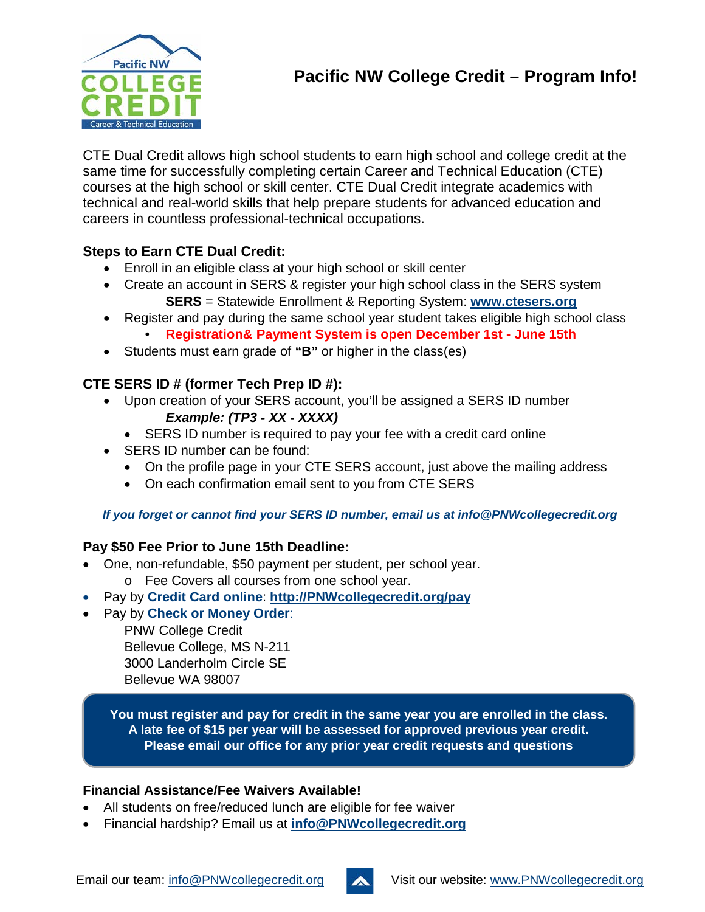# Pacific NW College Credit – Program Info!

CTE Dual Credit allows high school students to earn high school and college credit at the same time for successfully completing certain Career and Technical Education (CTE) courses at the high school or skill center. CTE Dual Credit integrate academics with technical and real-world skills that help prepare students for advanced education and careers in countless professional-technical occupations.

**Steps to Earn CTE Dual Credit:**

- Enroll in an eligible class at your high school or skill center
- Create an account in SERS & register your high school class in the SERS system
  **SERS** = Statewide Enrollment & Reporting System: **www.ctesers.org**
- Register and pay during the same school year student takes eligible high school class
  - **Registration& Payment System is open December 1st - June 15th**
- Students must earn grade of **"B"** or higher in the class(es)

**CTE SERS ID # (former Tech Prep ID #):**

- Upon creation of your SERS account, you'll be assigned a SERS ID number
  ***Example: (TP3 - XX - XXXX)***
  - SERS ID number is required to pay your fee with a credit card online
- SERS ID number can be found:
  - On the profile page in your CTE SERS account, just above the mailing address
  - On each confirmation email sent to you from CTE SERS

***If you forget or cannot find your SERS ID number, email us at info@PNWcollegecredit.org***

**Pay $50 Fee Prior to June 15th Deadline:**

- One, non-refundable, $50 payment per student, per school year.
  - Fee Covers all courses from one school year.
- Pay by **Credit Card online**: **http://PNWcollegecredit.org/pay**
- Pay by **Check or Money Order**:
  PNW College Credit
  Bellevue College, MS N-211
  3000 Landerholm Circle SE
  Bellevue WA 98007

**You must register and pay for credit in the same year you are enrolled in the class.**
**A late fee of $15 per year will be assessed for approved previous year credit.**
**Please email our office for any prior year credit requests and questions**

**Financial Assistance/Fee Waivers Available!**

- All students on free/reduced lunch are eligible for fee waiver
- Financial hardship? Email us at **info@PNWcollegecredit.org**

Email our team: info@PNWcollegecredit.org Visit our website: www.PNWcollegecredit.org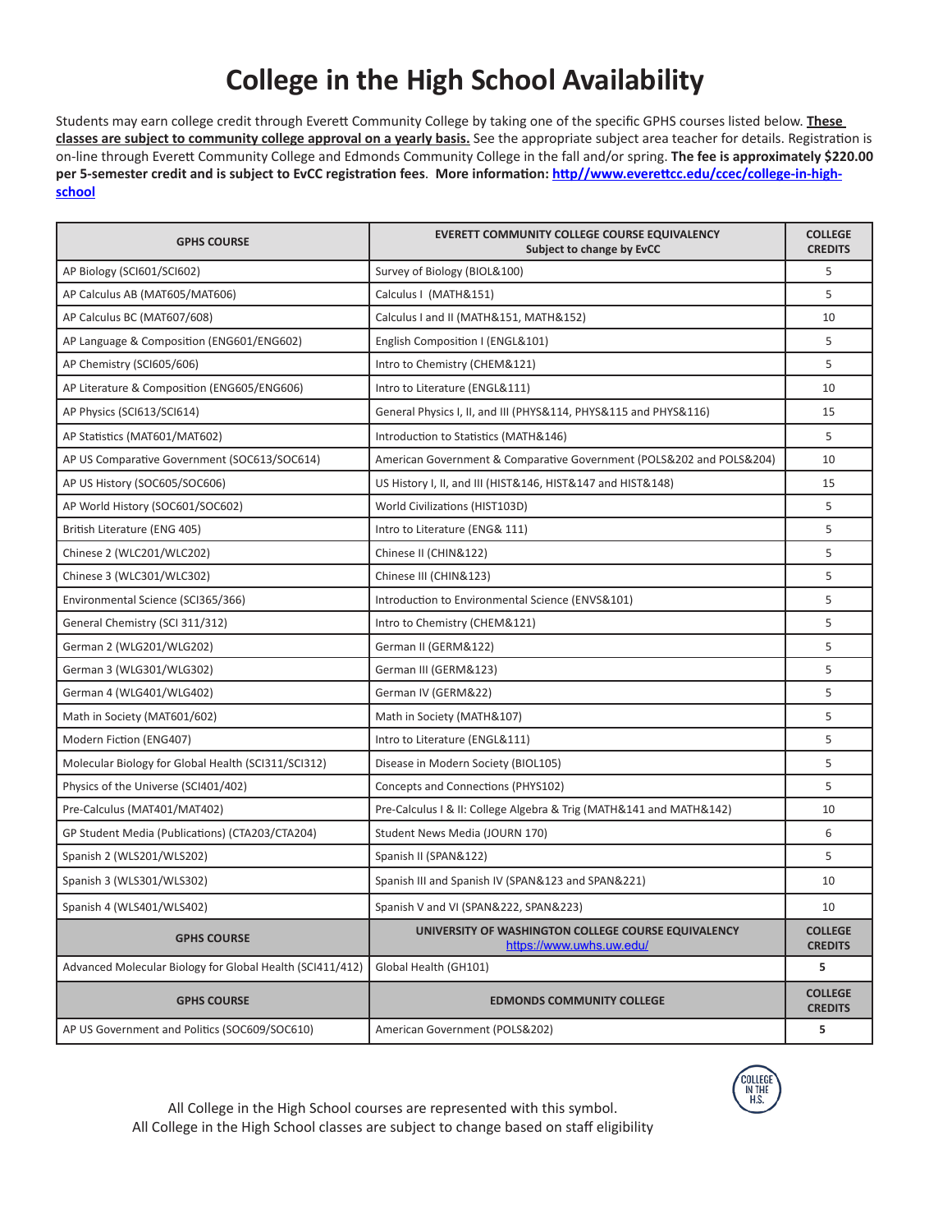# College in the High School Availability

Students may earn college credit through Everett Community College by taking one of the specific GPHS courses listed below. **These classes are subject to community college approval on a yearly basis.** See the appropriate subject area teacher for details. Registration is on-line through Everett Community College and Edmonds Community College in the fall and/or spring. **The fee is approximately $220.00 per 5-semester credit and is subject to EvCC registration fees**. **More information: http//www.everettcc.edu/ccec/college-in-high-school**

| GPHS COURSE | EVERETT COMMUNITY COLLEGE COURSE EQUIVALENCY Subject to change by EvCC | COLLEGE CREDITS |
|---|---|---|
| AP Biology (SCI601/SCI602) | Survey of Biology (BIOL&100) | 5 |
| AP Calculus AB (MAT605/MAT606) | Calculus I (MATH&151) | 5 |
| AP Calculus BC (MAT607/608) | Calculus I and II (MATH&151, MATH&152) | 10 |
| AP Language & Composition (ENG601/ENG602) | English Composition I (ENGL&101) | 5 |
| AP Chemistry (SCI605/606) | Intro to Chemistry (CHEM&121) | 5 |
| AP Literature & Composition (ENG605/ENG606) | Intro to Literature (ENGL&111) | 10 |
| AP Physics (SCI613/SCI614) | General Physics I, II, and III (PHYS&114, PHYS&115 and PHYS&116) | 15 |
| AP Statistics (MAT601/MAT602) | Introduction to Statistics (MATH&146) | 5 |
| AP US Comparative Government (SOC613/SOC614) | American Government & Comparative Government (POLS&202 and POLS&204) | 10 |
| AP US History (SOC605/SOC606) | US History I, II, and III (HIST&146, HIST&147 and HIST&148) | 15 |
| AP World History (SOC601/SOC602) | World Civilizations (HIST103D) | 5 |
| British Literature (ENG 405) | Intro to Literature (ENG& 111) | 5 |
| Chinese 2 (WLC201/WLC202) | Chinese II (CHIN&122) | 5 |
| Chinese 3 (WLC301/WLC302) | Chinese III (CHIN&123) | 5 |
| Environmental Science (SCI365/366) | Introduction to Environmental Science (ENVS&101) | 5 |
| General Chemistry (SCI 311/312) | Intro to Chemistry (CHEM&121) | 5 |
| German 2 (WLG201/WLG202) | German II (GERM&122) | 5 |
| German 3 (WLG301/WLG302) | German III (GERM&123) | 5 |
| German 4 (WLG401/WLG402) | German IV (GERM&22) | 5 |
| Math in Society (MAT601/602) | Math in Society (MATH&107) | 5 |
| Modern Fiction (ENG407) | Intro to Literature (ENGL&111) | 5 |
| Molecular Biology for Global Health (SCI311/SCI312) | Disease in Modern Society (BIOL105) | 5 |
| Physics of the Universe (SCI401/402) | Concepts and Connections (PHYS102) | 5 |
| Pre-Calculus (MAT401/MAT402) | Pre-Calculus I & II: College Algebra & Trig (MATH&141 and MATH&142) | 10 |
| GP Student Media (Publications) (CTA203/CTA204) | Student News Media (JOURN 170) | 6 |
| Spanish 2 (WLS201/WLS202) | Spanish II (SPAN&122) | 5 |
| Spanish 3 (WLS301/WLS302) | Spanish III and Spanish IV (SPAN&123 and SPAN&221) | 10 |
| Spanish 4 (WLS401/WLS402) | Spanish V and VI (SPAN&222, SPAN&223) | 10 |
| **GPHS COURSE** | **UNIVERSITY OF WASHINGTON COLLEGE COURSE EQUIVALENCY** https://www.uwhs.uw.edu/ | **COLLEGE CREDITS** |
| Advanced Molecular Biology for Global Health (SCI411/412) | Global Health (GH101) | **5** |
| **GPHS COURSE** | **EDMONDS COMMUNITY COLLEGE** | **COLLEGE CREDITS** |
| AP US Government and Politics (SOC609/SOC610) | American Government (POLS&202) | **5** |

All College in the High School courses are represented with this symbol. COLLEGE IN THE H.S.

All College in the High School classes are subject to change based on staff eligibility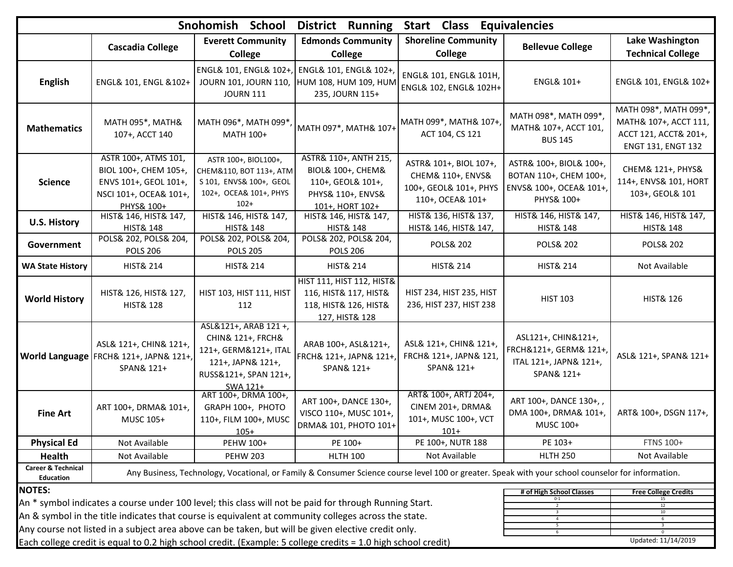# Snohomish School District Running Start Class Equivalencies

| | Cascadia College | Everett Community College | Edmonds Community College | Shoreline Community College | Bellevue College | Lake Washington Technical College |
|---|---|---|---|---|---|---|
| **English** | ENGL& 101, ENGL &102+ | ENGL& 101, ENGL& 102+, JOURN 101, JOURN 110, JOURN 111 | ENGL& 101, ENGL& 102+, HUM 108, HUM 109, HUM 235, JOURN 115+ | ENGL& 101, ENGL& 101H, ENGL& 102, ENGL& 102H+ | ENGL& 101+ | ENGL& 101, ENGL& 102+ |
| **Mathematics** | MATH 095*, MATH& 107+, ACCT 140 | MATH 096*, MATH 099*, MATH 100+ | MATH 097*, MATH& 107+ | MATH 099*, MATH& 107+, ACT 104, CS 121 | MATH 098*, MATH 099*, MATH& 107+, ACCT 101, BUS 145 | MATH 098*, MATH 099*, MATH& 107+, ACCT 111, ACCT 121, ACCT& 201+, ENGT 131, ENGT 132 |
| **Science** | ASTR 100+, ATMS 101, BIOL 100+, CHEM 105+, ENVS 101+, GEOL 101+, NSCI 101+, OCEA& 101+, PHYS& 100+ | ASTR 100+, BIOL100+, CHEM&110, BOT 113+, ATM S 101, ENVS& 100+, GEOL 102+, OCEA& 101+, PHYS 102+ | ASTR& 110+, ANTH 215, BIOL& 100+, CHEM& 110+, GEOL& 101+, PHYS& 110+, ENVS& 101+, HORT 102+ | ASTR& 101+, BIOL 107+, CHEM& 110+, ENVS& 100+, GEOL& 101+, PHYS 110+, OCEA& 101+ | ASTR& 100+, BIOL& 100+, BOTAN 110+, CHEM 100+, ENVS& 100+, OCEA& 101+, PHYS& 100+ | CHEM& 121+, PHYS& 114+, ENVS& 101, HORT 103+, GEOL& 101 |
| **U.S. History** | HIST& 146, HIST& 147, HIST& 148 | HIST& 146, HIST& 147, HIST& 148 | HIST& 146, HIST& 147, HIST& 148 | HIST& 136, HIST& 137, HIST& 146, HIST& 147, | HIST& 146, HIST& 147, HIST& 148 | HIST& 146, HIST& 147, HIST& 148 |
| **Government** | POLS& 202, POLS& 204, POLS 206 | POLS& 202, POLS& 204, POLS 205 | POLS& 202, POLS& 204, POLS 206 | POLS& 202 | POLS& 202 | POLS& 202 |
| **WA State History** | HIST& 214 | HIST& 214 | HIST& 214 | HIST& 214 | HIST& 214 | Not Available |
| **World History** | HIST& 126, HIST& 127, HIST& 128 | HIST 103, HIST 111, HIST 112 | HIST 111, HIST 112, HIST& 116, HIST& 117, HIST& 118, HIST& 126, HIST& 127, HIST& 128 | HIST 234, HIST 235, HIST 236, HIST 237, HIST 238 | HIST 103 | HIST& 126 |
| **World Language** | ASL& 121+, CHIN& 121+, FRCH& 121+, JAPN& 121+, SPAN& 121+ | ASL&121+, ARAB 121 +, CHIN& 121+, FRCH& 121+, GERM&121+, ITAL 121+, JAPN& 121+, RUSS&121+, SPAN 121+, SWA 121+ | ARAB 100+, ASL&121+, FRCH& 121+, JAPN& 121+, SPAN& 121+ | ASL& 121+, CHIN& 121+, FRCH& 121+, JAPN& 121, SPAN& 121+ | ASL121+, CHIN&121+, FRCH&121+, GERM& 121+, ITAL 121+, JAPN& 121+, SPAN& 121+ | ASL& 121+, SPAN& 121+ |
| **Fine Art** | ART 100+, DRMA& 101+, MUSC 105+ | ART 100+, DRMA 100+, GRAPH 100+, PHOTO 110+, FILM 100+, MUSC 105+ | ART 100+, DANCE 130+, VISCO 110+, MUSC 101+, DRMA& 101, PHOTO 101+ | ART& 100+, ARTJ 204+, CINEM 201+, DRMA& 101+, MUSC 100+, VCT 101+ | ART 100+, DANCE 130+, , DMA 100+, DRMA& 101+, MUSC 100+ | ART& 100+, DSGN 117+, |
| **Physical Ed** | Not Available | PEHW 100+ | PE 100+ | PE 100+, NUTR 188 | PE 103+ | FTNS 100+ |
| **Health** | Not Available | PEHW 203 | HLTH 100 | Not Available | HLTH 250 | Not Available |
| **Career & Technical Education** | Any Business, Technology, Vocational, or Family & Consumer Science course level 100 or greater. Speak with your school counselor for information. | | | | | |

**NOTES:**

An * symbol indicates a course under 100 level; this class will not be paid for through Running Start.

An & symbol in the title indicates that course is equivalent at community colleges across the state.

Any course not listed in a subject area above can be taken, but will be given elective credit only.

Each college credit is equal to 0.2 high school credit. (Example: 5 college credits = 1.0 high school credit)

| # of High School Classes | Free College Credits |
|---|---|
| 0-1 | 15 |
| 2 | 12 |
| 3 | 10 |
| 4 | 6 |
| 5 | 3 |
| 6 | 0 |

Updated: 11/14/2019